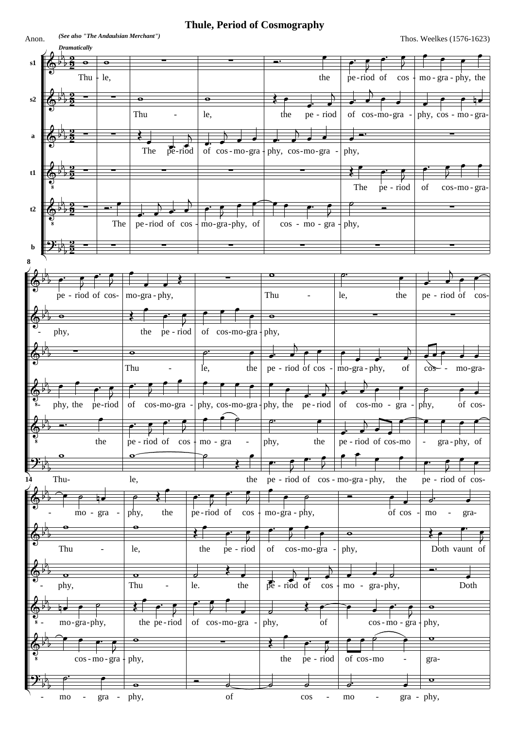# Thule, Period of Cosmography

Anon. *(See also "The Andaulsian Merchant")*

Thos. Weelkes (1576-1623)

***Dramatically***

s1: Thu - le, the pe - riod of cos - mo - gra - phy, the pe - riod of cos- mo-gra - phy, Thu - le, the pe - riod of cos- - mo - gra - phy, the pe-riod of cos - mo-gra - phy, of cos - mo - gra-

s2: Thu - le, the pe - riod of cos-mo-gra - phy, cos - mo - gra- - phy, the pe - riod of cos-mo-gra - phy, Thu - le, the pe - riod of cos-mo-gra - phy, Doth vaunt of

a: The pe-riod of cos - mo-gra - phy, cos-mo-gra - phy, Thu - le, the pe - riod of cos - mo-gra - phy, of cos - mo-gra- - phy, Thu - le. the pe - riod of cos - mo - gra-phy, Doth

t1: The pe - riod of cos-mo-gra- - phy, the pe-riod of cos-mo-gra - phy, cos-mo-gra - phy, the pe - riod of cos-mo - gra - phy, of cos- - mo-gra-phy, the pe-riod of cos-mo-gra - phy, of cos - mo - gra - phy,

t2: The pe-riod of cos - mo-gra-phy, of cos - mo - gra - phy, the pe - riod of cos - mo - gra - phy, the pe - riod of cos-mo - gra - phy, of cos - mo - gra - phy, the pe - riod of cos-mo - gra-

b: Thu- le, the pe - riod of cos - mo-gra - phy, the pe - riod of cos- - mo - gra - phy, of cos - mo - gra - phy,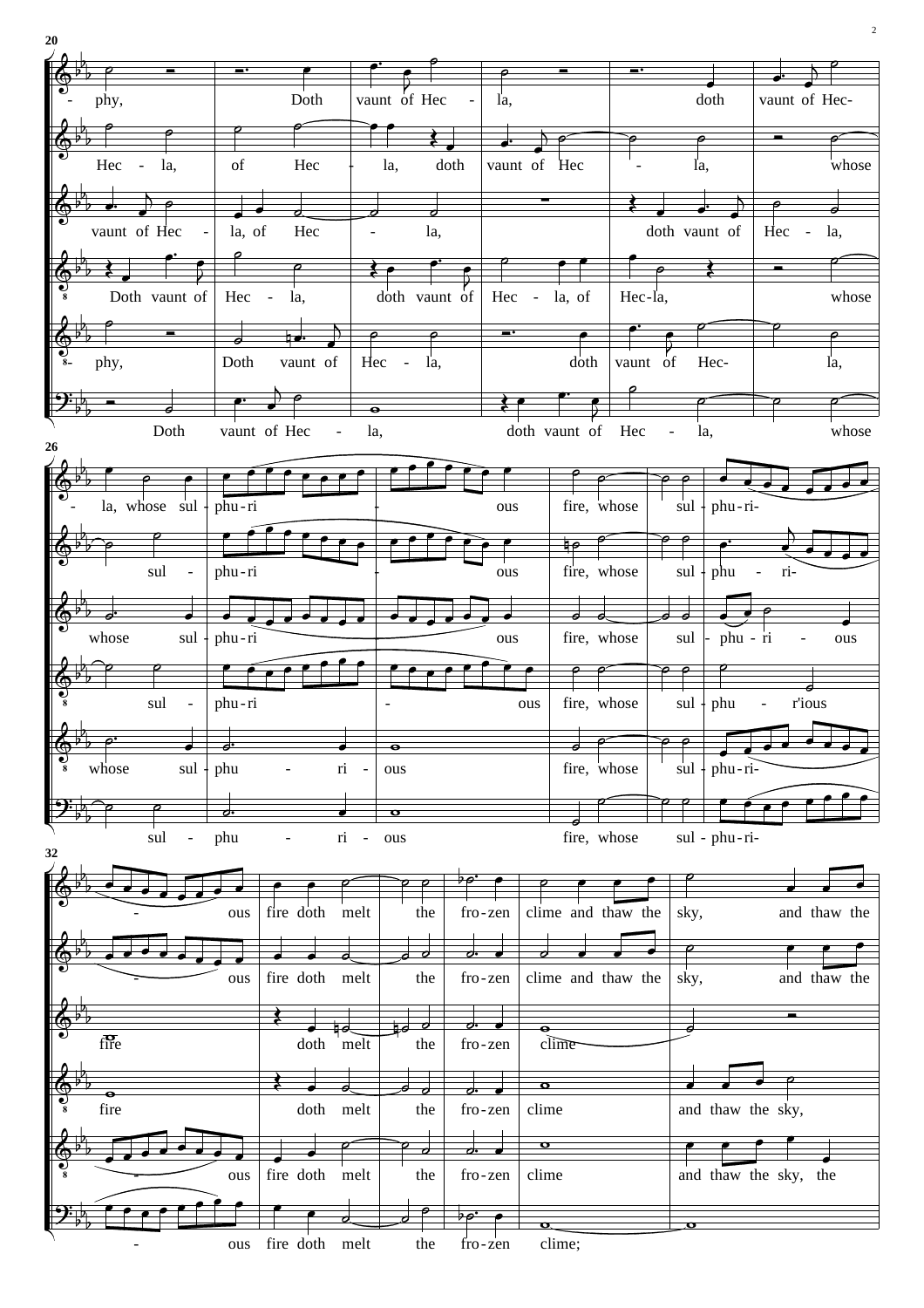**20**

- phy, Doth vaunt of Hec - la, doth vaunt of Hec-
Hec - la, of Hec - la, doth vaunt of Hec - la, whose
vaunt of Hec - la, of Hec - la, doth vaunt of Hec - la,
Doth vaunt of Hec - la, doth vaunt of Hec - la, of Hec-la, whose
- phy, Doth vaunt of Hec - la, doth vaunt of Hec- la,
Doth vaunt of Hec - la, doth vaunt of Hec - la, whose

**26**

- la, whose sul - phu-ri - ous fire, whose sul - phu-ri-
sul - phu-ri - ous fire, whose sul - phu - ri-
whose sul - phu-ri ous fire, whose sul - phu - ri - ous
sul - phu-ri - ous fire, whose sul - phu - r'ious
whose sul - phu - ri - ous fire, whose sul - phu-ri-
sul - phu - ri - ous fire, whose sul - phu-ri-

**32**

- ous fire doth melt the fro-zen clime and thaw the sky, and thaw the
- ous fire doth melt the fro-zen clime and thaw the sky, and thaw the
fire doth melt the fro-zen clime
fire doth melt the fro-zen clime and thaw the sky,
- ous fire doth melt the fro-zen clime and thaw the sky, the
- ous fire doth melt the fro-zen clime;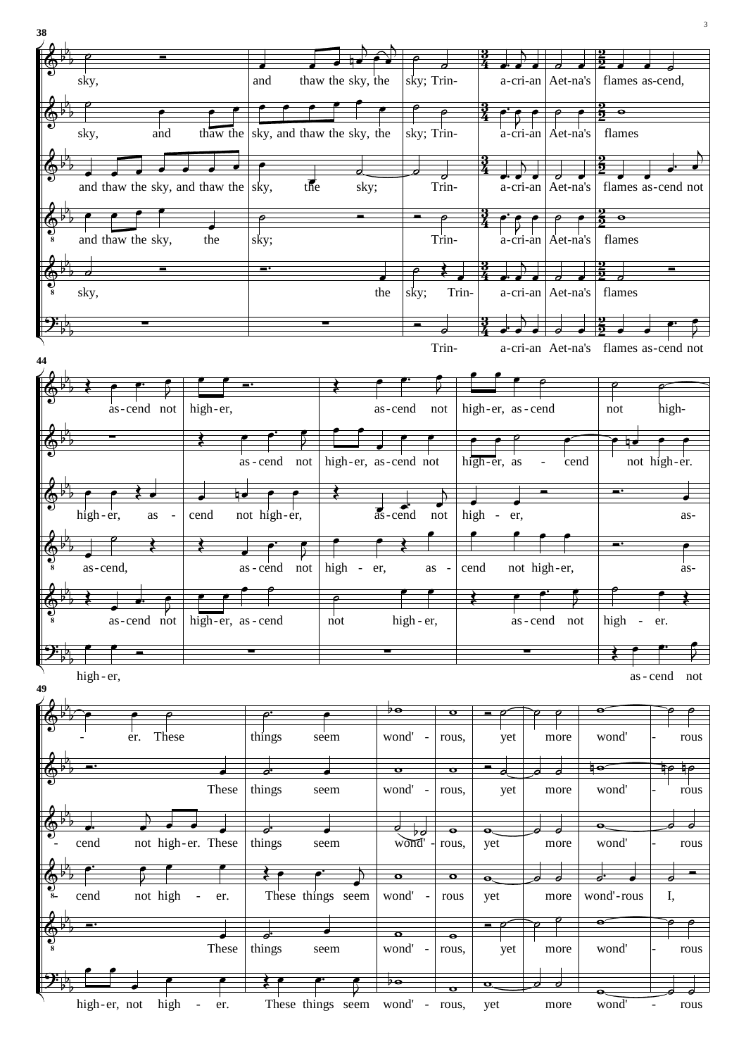38

sky, and thaw the sky, the sky; Trin- a-cri-an Aet-na's flames as-cend,

sky, and thaw the sky, and thaw the sky, the sky; Trin- a-cri-an Aet-na's flames

and thaw the sky, and thaw the sky, the sky; Trin- a-cri-an Aet-na's flames as-cend not

and thaw the sky, the sky; Trin- a-cri-an Aet-na's flames

sky, the sky; Trin- a-cri-an Aet-na's flames

Trin- a-cri-an Aet-na's flames as-cend not

44

as-cend not high-er, as-cend not high-er, as-cend not high-

as-cend not high-er, as-cend not high-er, as - cend not high-er.

high-er, as - cend not high-er, as-cend not high - er, as-

as-cend, as-cend not high - er, as - cend not high-er, as-

as-cend not high-er, as-cend not high-er, as-cend not high - er.

high-er, as-cend not

49

- er. These things seem wond' - rous, yet more wond' - rous

These things seem wond' - rous, yet more wond' - rous

- cend not high-er. These things seem wond' - rous, yet more wond' - rous

cend not high - er. These things seem wond' - rous yet more wond'-rous I,

These things seem wond' - rous, yet more wond' - rous

high-er, not high - er. These things seem wond' - rous, yet more wond' - rous